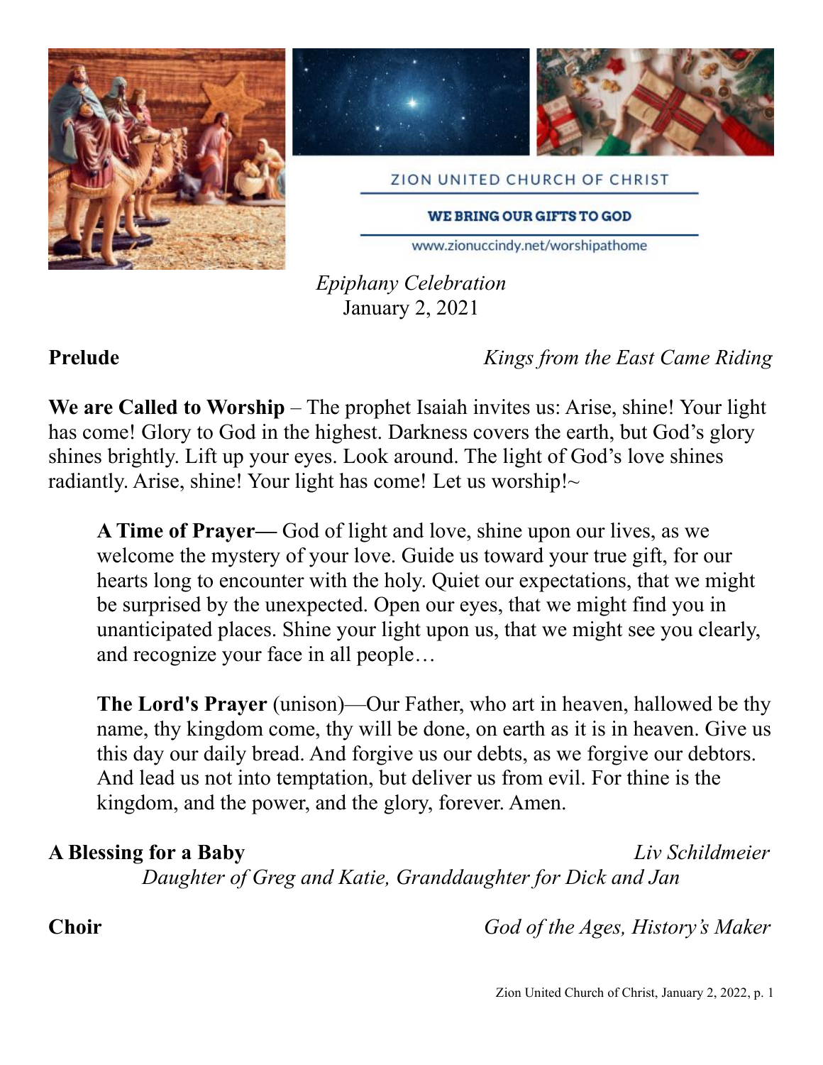ZION UNITED CHURCH OF CHRIST

**WE BRING OUR GIFTS TO GOD**

www.zionuccindy.net/worshipathome

*Epiphany Celebration*
January 2, 2021

**Prelude** — *Kings from the East Came Riding*

**We are Called to Worship** – The prophet Isaiah invites us: Arise, shine! Your light has come! Glory to God in the highest. Darkness covers the earth, but God's glory shines brightly. Lift up your eyes. Look around. The light of God's love shines radiantly. Arise, shine! Your light has come! Let us worship!~

> **A Time of Prayer—** God of light and love, shine upon our lives, as we welcome the mystery of your love. Guide us toward your true gift, for our hearts long to encounter with the holy. Quiet our expectations, that we might be surprised by the unexpected. Open our eyes, that we might find you in unanticipated places. Shine your light upon us, that we might see you clearly, and recognize your face in all people…

> **The Lord's Prayer** (unison)—Our Father, who art in heaven, hallowed be thy name, thy kingdom come, thy will be done, on earth as it is in heaven. Give us this day our daily bread. And forgive us our debts, as we forgive our debtors. And lead us not into temptation, but deliver us from evil. For thine is the kingdom, and the power, and the glory, forever. Amen.

**A Blessing for a Baby** — *Liv Schildmeier*
*Daughter of Greg and Katie, Granddaughter for Dick and Jan*

**Choir** — *God of the Ages, History's Maker*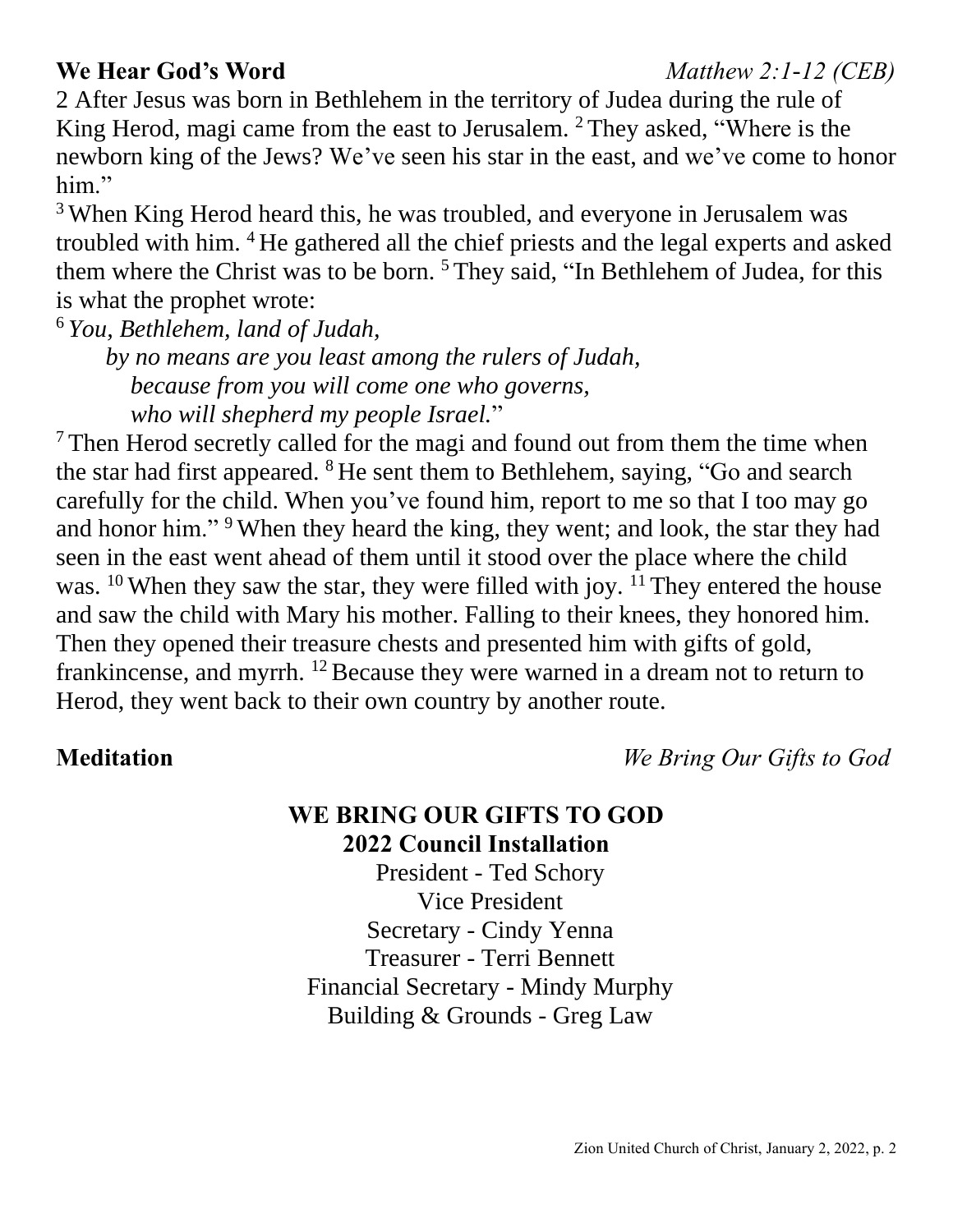**We Hear God's Word** *Matthew 2:1-12 (CEB)*

2 After Jesus was born in Bethlehem in the territory of Judea during the rule of King Herod, magi came from the east to Jerusalem. [2] They asked, "Where is the newborn king of the Jews? We've seen his star in the east, and we've come to honor him."

[3] When King Herod heard this, he was troubled, and everyone in Jerusalem was troubled with him. [4] He gathered all the chief priests and the legal experts and asked them where the Christ was to be born. [5] They said, "In Bethlehem of Judea, for this is what the prophet wrote:

[6] *You, Bethlehem, land of Judah,*
*by no means are you least among the rulers of Judah,*
*because from you will come one who governs,*
*who will shepherd my people Israel.*"

[7] Then Herod secretly called for the magi and found out from them the time when the star had first appeared. [8] He sent them to Bethlehem, saying, "Go and search carefully for the child. When you've found him, report to me so that I too may go and honor him." [9] When they heard the king, they went; and look, the star they had seen in the east went ahead of them until it stood over the place where the child was. [10] When they saw the star, they were filled with joy. [11] They entered the house and saw the child with Mary his mother. Falling to their knees, they honored him. Then they opened their treasure chests and presented him with gifts of gold, frankincense, and myrrh. [12] Because they were warned in a dream not to return to Herod, they went back to their own country by another route.

**Meditation** *We Bring Our Gifts to God*

**WE BRING OUR GIFTS TO GOD**
**2022 Council Installation**

President - Ted Schory
Vice President
Secretary - Cindy Yenna
Treasurer - Terri Bennett
Financial Secretary - Mindy Murphy
Building & Grounds - Greg Law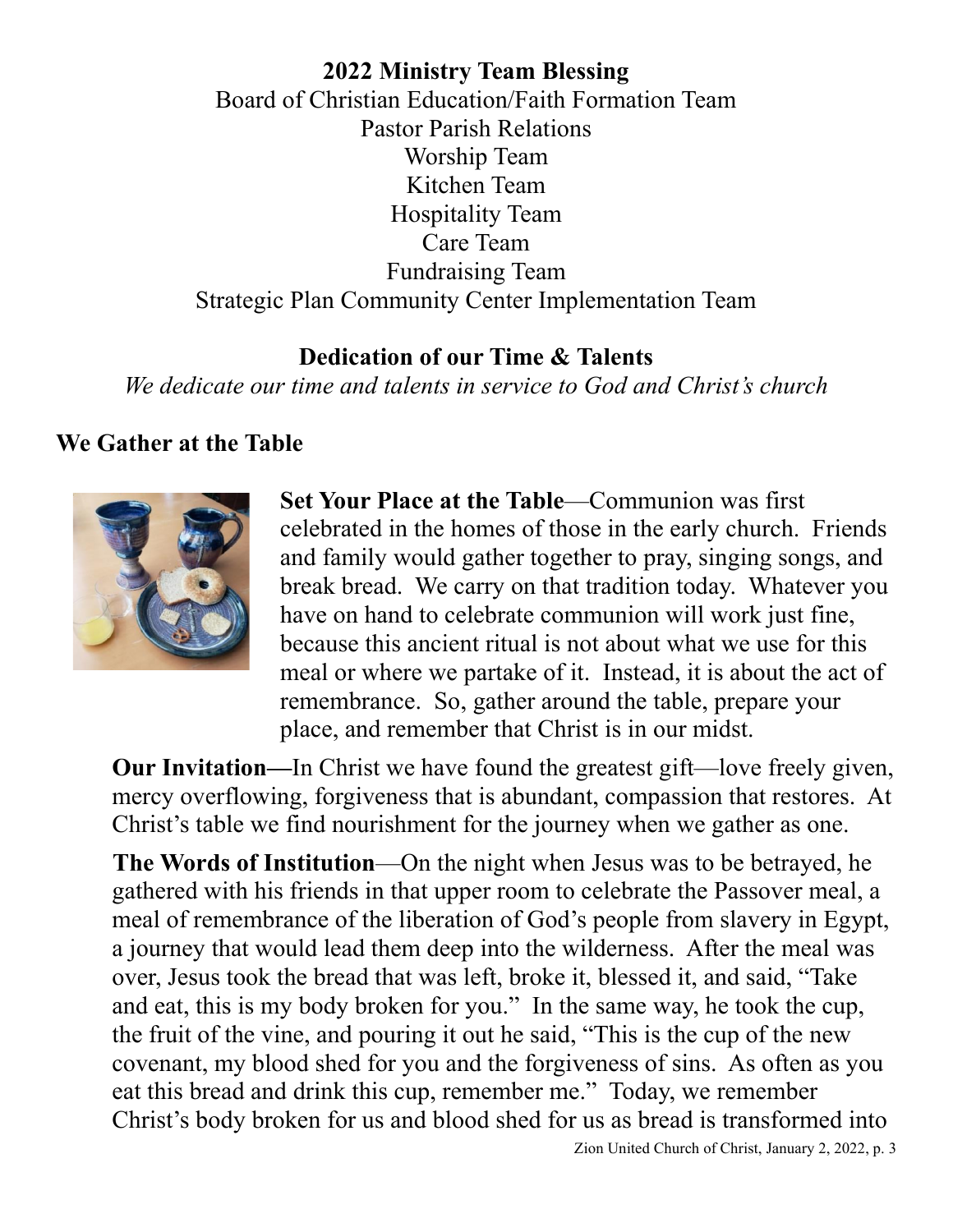**2022 Ministry Team Blessing**

Board of Christian Education/Faith Formation Team
Pastor Parish Relations
Worship Team
Kitchen Team
Hospitality Team
Care Team
Fundraising Team
Strategic Plan Community Center Implementation Team

**Dedication of our Time & Talents**

*We dedicate our time and talents in service to God and Christ's church*

## We Gather at the Table

**Set Your Place at the Table**—Communion was first celebrated in the homes of those in the early church. Friends and family would gather together to pray, singing songs, and break bread. We carry on that tradition today. Whatever you have on hand to celebrate communion will work just fine, because this ancient ritual is not about what we use for this meal or where we partake of it. Instead, it is about the act of remembrance. So, gather around the table, prepare your place, and remember that Christ is in our midst.

**Our Invitation—**In Christ we have found the greatest gift—love freely given, mercy overflowing, forgiveness that is abundant, compassion that restores. At Christ's table we find nourishment for the journey when we gather as one.

**The Words of Institution**—On the night when Jesus was to be betrayed, he gathered with his friends in that upper room to celebrate the Passover meal, a meal of remembrance of the liberation of God's people from slavery in Egypt, a journey that would lead them deep into the wilderness. After the meal was over, Jesus took the bread that was left, broke it, blessed it, and said, "Take and eat, this is my body broken for you." In the same way, he took the cup, the fruit of the vine, and pouring it out he said, "This is the cup of the new covenant, my blood shed for you and the forgiveness of sins. As often as you eat this bread and drink this cup, remember me." Today, we remember Christ's body broken for us and blood shed for us as bread is transformed into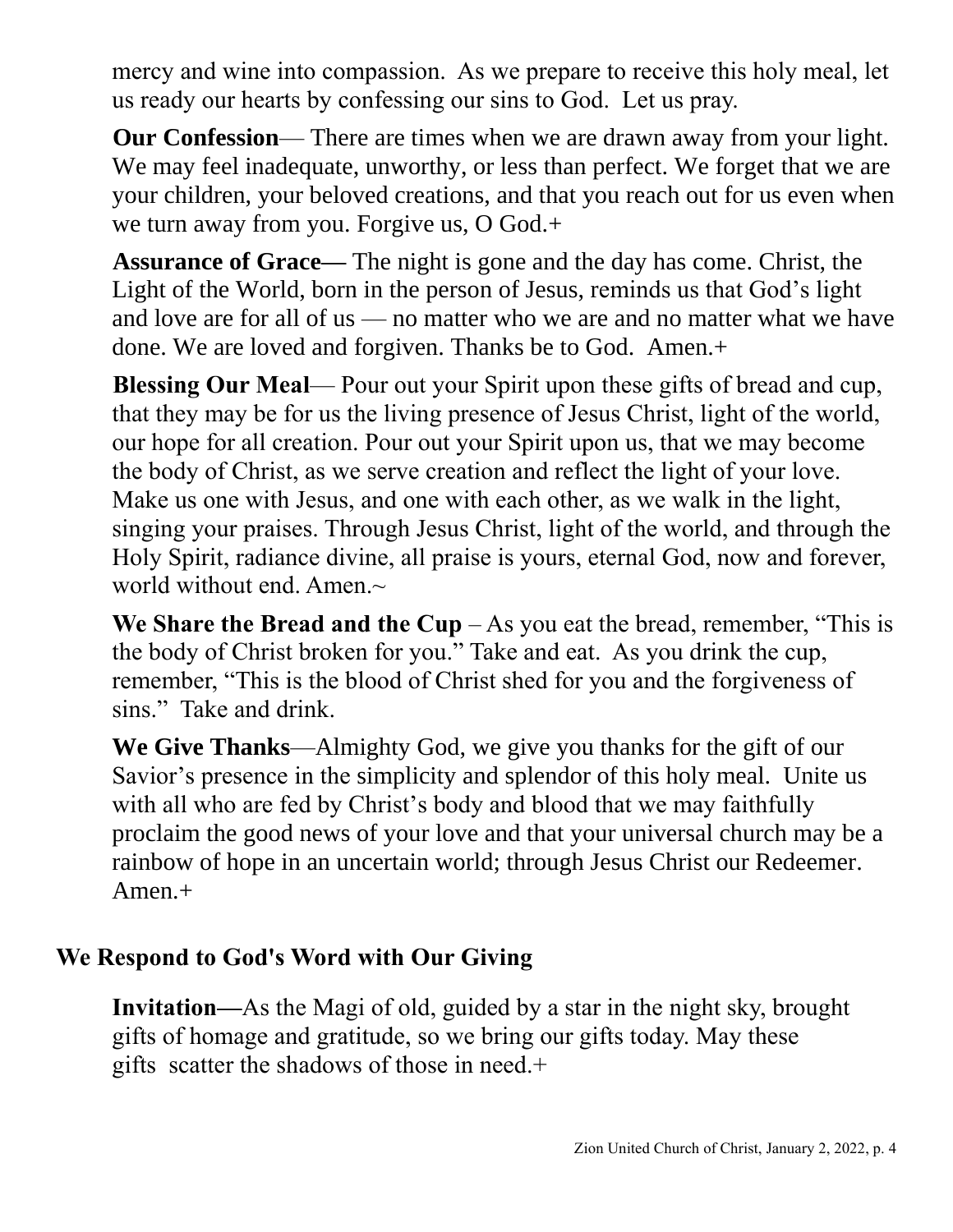mercy and wine into compassion. As we prepare to receive this holy meal, let us ready our hearts by confessing our sins to God. Let us pray.

**Our Confession**— There are times when we are drawn away from your light. We may feel inadequate, unworthy, or less than perfect. We forget that we are your children, your beloved creations, and that you reach out for us even when we turn away from you. Forgive us, O God.+

**Assurance of Grace—** The night is gone and the day has come. Christ, the Light of the World, born in the person of Jesus, reminds us that God's light and love are for all of us — no matter who we are and no matter what we have done. We are loved and forgiven. Thanks be to God. Amen.+

**Blessing Our Meal**— Pour out your Spirit upon these gifts of bread and cup, that they may be for us the living presence of Jesus Christ, light of the world, our hope for all creation. Pour out your Spirit upon us, that we may become the body of Christ, as we serve creation and reflect the light of your love. Make us one with Jesus, and one with each other, as we walk in the light, singing your praises. Through Jesus Christ, light of the world, and through the Holy Spirit, radiance divine, all praise is yours, eternal God, now and forever, world without end. Amen.~

**We Share the Bread and the Cup** – As you eat the bread, remember, "This is the body of Christ broken for you." Take and eat. As you drink the cup, remember, "This is the blood of Christ shed for you and the forgiveness of sins." Take and drink.

**We Give Thanks**—Almighty God, we give you thanks for the gift of our Savior's presence in the simplicity and splendor of this holy meal. Unite us with all who are fed by Christ's body and blood that we may faithfully proclaim the good news of your love and that your universal church may be a rainbow of hope in an uncertain world; through Jesus Christ our Redeemer. Amen.+

## We Respond to God's Word with Our Giving

**Invitation—**As the Magi of old, guided by a star in the night sky, brought gifts of homage and gratitude, so we bring our gifts today. May these gifts scatter the shadows of those in need.+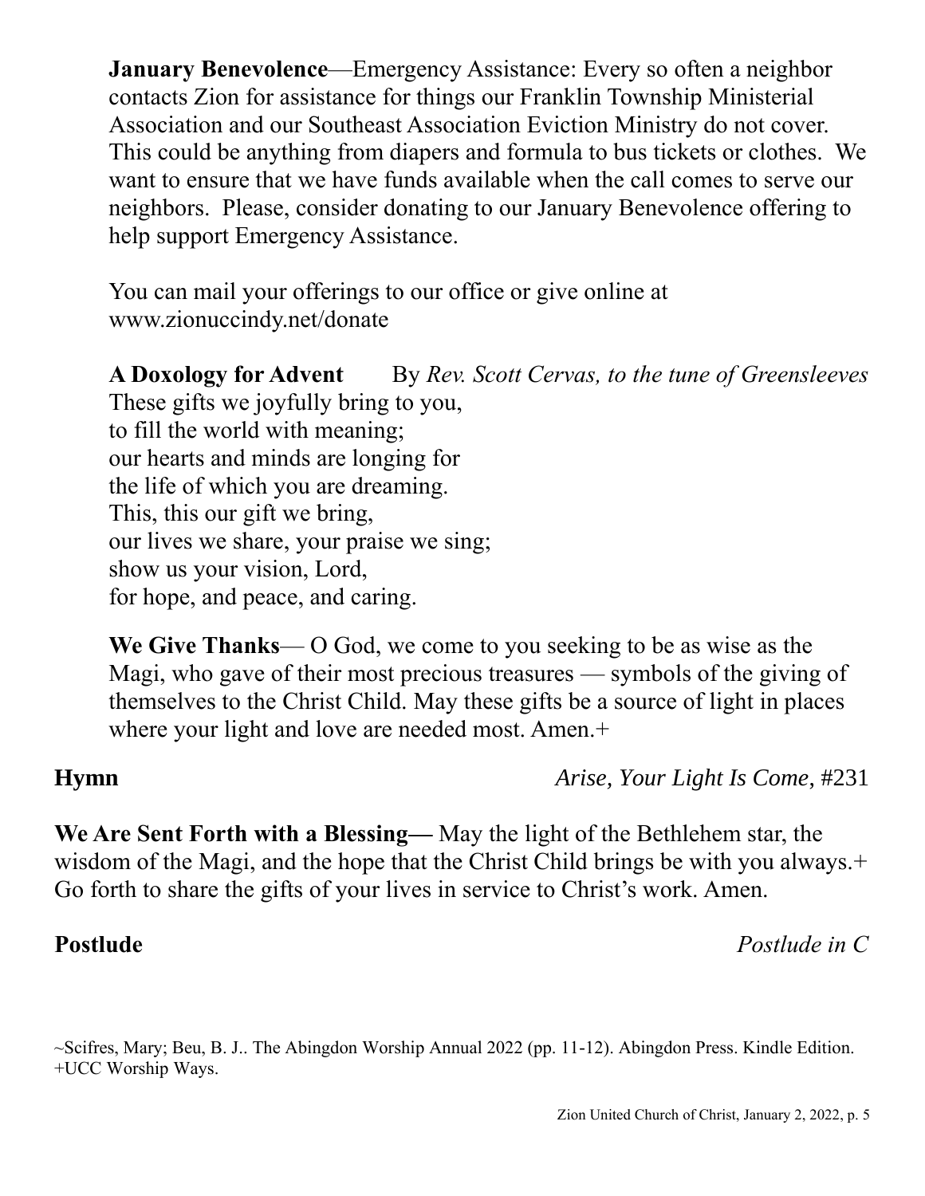**January Benevolence**—Emergency Assistance: Every so often a neighbor contacts Zion for assistance for things our Franklin Township Ministerial Association and our Southeast Association Eviction Ministry do not cover. This could be anything from diapers and formula to bus tickets or clothes. We want to ensure that we have funds available when the call comes to serve our neighbors. Please, consider donating to our January Benevolence offering to help support Emergency Assistance.

You can mail your offerings to our office or give online at www.zionuccindy.net/donate

**A Doxology for Advent** By *Rev. Scott Cervas, to the tune of Greensleeves*
These gifts we joyfully bring to you,
to fill the world with meaning;
our hearts and minds are longing for
the life of which you are dreaming.
This, this our gift we bring,
our lives we share, your praise we sing;
show us your vision, Lord,
for hope, and peace, and caring.

**We Give Thanks**— O God, we come to you seeking to be as wise as the Magi, who gave of their most precious treasures — symbols of the giving of themselves to the Christ Child. May these gifts be a source of light in places where your light and love are needed most. Amen.+

**Hymn** *Arise, Your Light Is Come,* #231

**We Are Sent Forth with a Blessing—** May the light of the Bethlehem star, the wisdom of the Magi, and the hope that the Christ Child brings be with you always.+ Go forth to share the gifts of your lives in service to Christ's work. Amen.

**Postlude** *Postlude in C*

~Scifres, Mary; Beu, B. J.. The Abingdon Worship Annual 2022 (pp. 11-12). Abingdon Press. Kindle Edition.
+UCC Worship Ways.